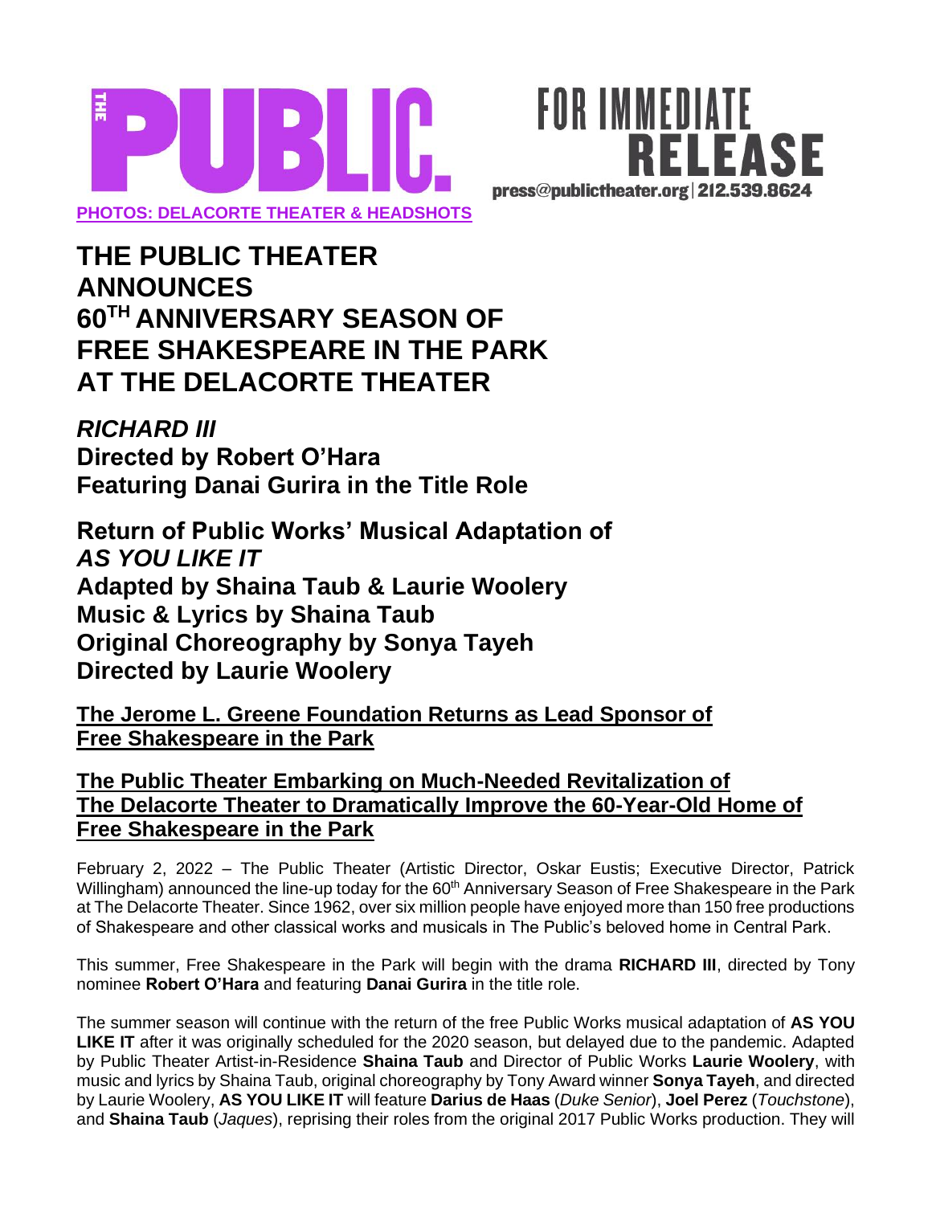THE PUBLIC.

FOR IMMEDIATE RELEASE

press@publictheater.org | 212.539.8624

**PHOTOS: DELACORTE THEATER & HEADSHOTS**

# THE PUBLIC THEATER ANNOUNCES 60TH ANNIVERSARY SEASON OF FREE SHAKESPEARE IN THE PARK AT THE DELACORTE THEATER

## *RICHARD III*
## Directed by Robert O'Hara
## Featuring Danai Gurira in the Title Role

## Return of Public Works' Musical Adaptation of *AS YOU LIKE IT*
## Adapted by Shaina Taub & Laurie Woolery
## Music & Lyrics by Shaina Taub
## Original Choreography by Sonya Tayeh
## Directed by Laurie Woolery

**The Jerome L. Greene Foundation Returns as Lead Sponsor of Free Shakespeare in the Park**

**The Public Theater Embarking on Much-Needed Revitalization of The Delacorte Theater to Dramatically Improve the 60-Year-Old Home of Free Shakespeare in the Park**

February 2, 2022 – The Public Theater (Artistic Director, Oskar Eustis; Executive Director, Patrick Willingham) announced the line-up today for the 60th Anniversary Season of Free Shakespeare in the Park at The Delacorte Theater. Since 1962, over six million people have enjoyed more than 150 free productions of Shakespeare and other classical works and musicals in The Public's beloved home in Central Park.

This summer, Free Shakespeare in the Park will begin with the drama **RICHARD III**, directed by Tony nominee **Robert O'Hara** and featuring **Danai Gurira** in the title role.

The summer season will continue with the return of the free Public Works musical adaptation of **AS YOU LIKE IT** after it was originally scheduled for the 2020 season, but delayed due to the pandemic. Adapted by Public Theater Artist-in-Residence **Shaina Taub** and Director of Public Works **Laurie Woolery**, with music and lyrics by Shaina Taub, original choreography by Tony Award winner **Sonya Tayeh**, and directed by Laurie Woolery, **AS YOU LIKE IT** will feature **Darius de Haas** (*Duke Senior*), **Joel Perez** (*Touchstone*), and **Shaina Taub** (*Jaques*), reprising their roles from the original 2017 Public Works production. They will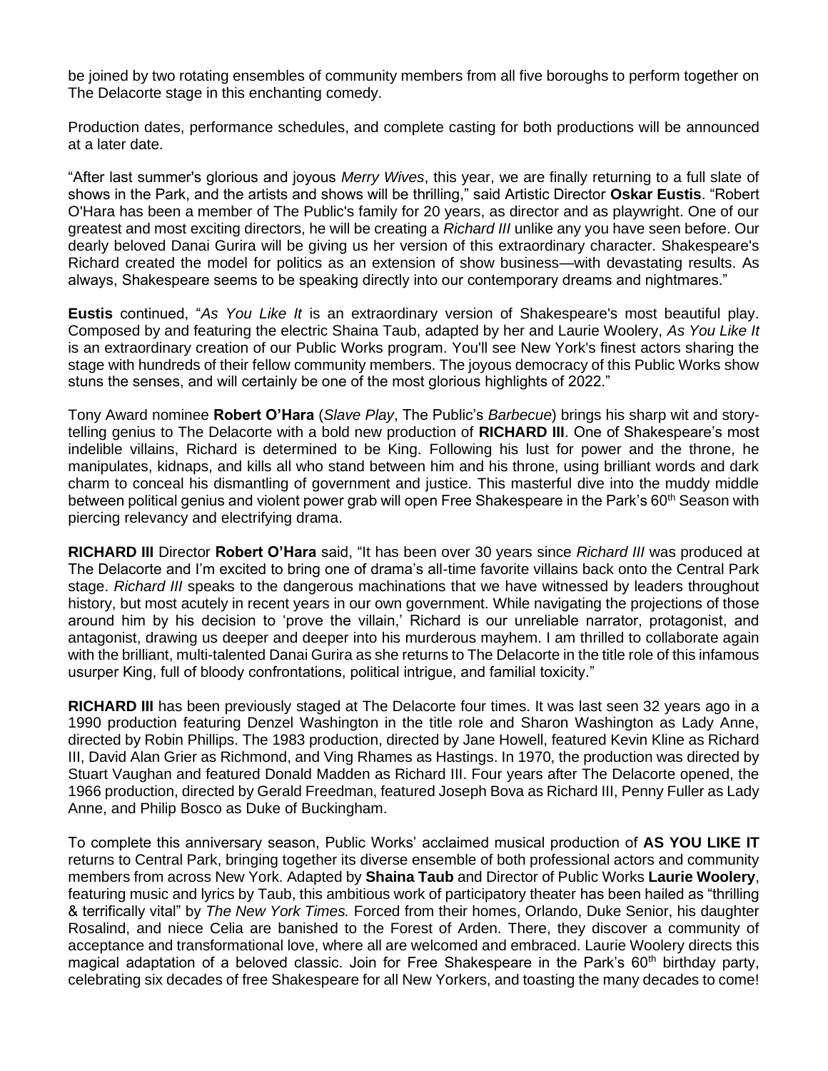be joined by two rotating ensembles of community members from all five boroughs to perform together on The Delacorte stage in this enchanting comedy.

Production dates, performance schedules, and complete casting for both productions will be announced at a later date.

"After last summer's glorious and joyous *Merry Wives*, this year, we are finally returning to a full slate of shows in the Park, and the artists and shows will be thrilling," said Artistic Director **Oskar Eustis**. "Robert O'Hara has been a member of The Public's family for 20 years, as director and as playwright. One of our greatest and most exciting directors, he will be creating a *Richard III* unlike any you have seen before. Our dearly beloved Danai Gurira will be giving us her version of this extraordinary character. Shakespeare's Richard created the model for politics as an extension of show business—with devastating results. As always, Shakespeare seems to be speaking directly into our contemporary dreams and nightmares."

**Eustis** continued, "*As You Like It* is an extraordinary version of Shakespeare's most beautiful play. Composed by and featuring the electric Shaina Taub, adapted by her and Laurie Woolery, *As You Like It* is an extraordinary creation of our Public Works program. You'll see New York's finest actors sharing the stage with hundreds of their fellow community members. The joyous democracy of this Public Works show stuns the senses, and will certainly be one of the most glorious highlights of 2022."

Tony Award nominee **Robert O'Hara** (*Slave Play*, The Public's *Barbecue*) brings his sharp wit and storytelling genius to The Delacorte with a bold new production of **RICHARD III**. One of Shakespeare's most indelible villains, Richard is determined to be King. Following his lust for power and the throne, he manipulates, kidnaps, and kills all who stand between him and his throne, using brilliant words and dark charm to conceal his dismantling of government and justice. This masterful dive into the muddy middle between political genius and violent power grab will open Free Shakespeare in the Park's 60th Season with piercing relevancy and electrifying drama.

**RICHARD III** Director **Robert O'Hara** said, "It has been over 30 years since *Richard III* was produced at The Delacorte and I'm excited to bring one of drama's all-time favorite villains back onto the Central Park stage. *Richard III* speaks to the dangerous machinations that we have witnessed by leaders throughout history, but most acutely in recent years in our own government. While navigating the projections of those around him by his decision to 'prove the villain,' Richard is our unreliable narrator, protagonist, and antagonist, drawing us deeper and deeper into his murderous mayhem. I am thrilled to collaborate again with the brilliant, multi-talented Danai Gurira as she returns to The Delacorte in the title role of this infamous usurper King, full of bloody confrontations, political intrigue, and familial toxicity."

**RICHARD III** has been previously staged at The Delacorte four times. It was last seen 32 years ago in a 1990 production featuring Denzel Washington in the title role and Sharon Washington as Lady Anne, directed by Robin Phillips. The 1983 production, directed by Jane Howell, featured Kevin Kline as Richard III, David Alan Grier as Richmond, and Ving Rhames as Hastings. In 1970, the production was directed by Stuart Vaughan and featured Donald Madden as Richard III. Four years after The Delacorte opened, the 1966 production, directed by Gerald Freedman, featured Joseph Bova as Richard III, Penny Fuller as Lady Anne, and Philip Bosco as Duke of Buckingham.

To complete this anniversary season, Public Works' acclaimed musical production of **AS YOU LIKE IT** returns to Central Park, bringing together its diverse ensemble of both professional actors and community members from across New York. Adapted by **Shaina Taub** and Director of Public Works **Laurie Woolery**, featuring music and lyrics by Taub, this ambitious work of participatory theater has been hailed as "thrilling & terrifically vital" by *The New York Times.* Forced from their homes, Orlando, Duke Senior, his daughter Rosalind, and niece Celia are banished to the Forest of Arden. There, they discover a community of acceptance and transformational love, where all are welcomed and embraced. Laurie Woolery directs this magical adaptation of a beloved classic. Join for Free Shakespeare in the Park's 60th birthday party, celebrating six decades of free Shakespeare for all New Yorkers, and toasting the many decades to come!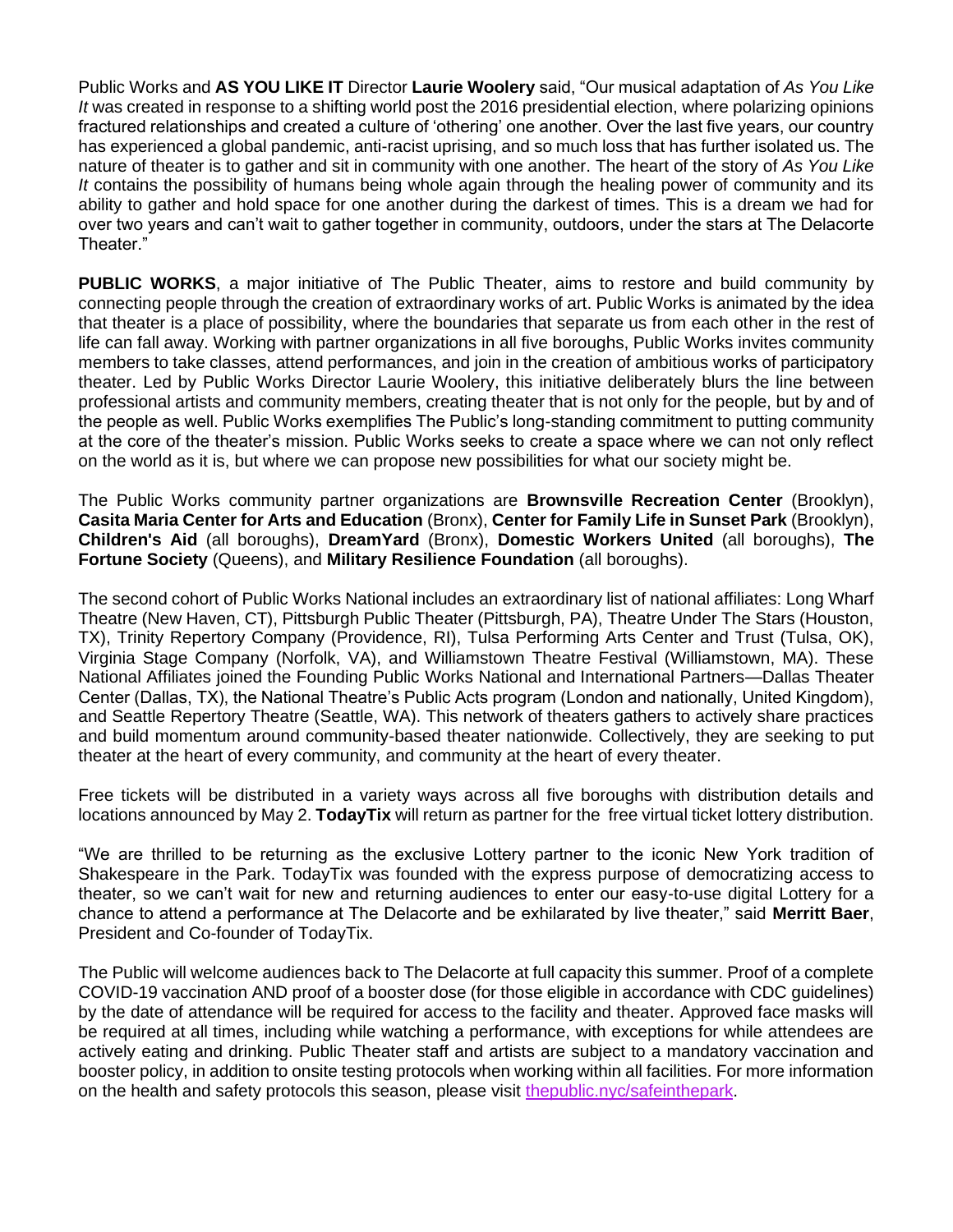Public Works and **AS YOU LIKE IT** Director **Laurie Woolery** said, "Our musical adaptation of *As You Like It* was created in response to a shifting world post the 2016 presidential election, where polarizing opinions fractured relationships and created a culture of 'othering' one another. Over the last five years, our country has experienced a global pandemic, anti-racist uprising, and so much loss that has further isolated us. The nature of theater is to gather and sit in community with one another. The heart of the story of *As You Like It* contains the possibility of humans being whole again through the healing power of community and its ability to gather and hold space for one another during the darkest of times. This is a dream we had for over two years and can't wait to gather together in community, outdoors, under the stars at The Delacorte Theater."

**PUBLIC WORKS**, a major initiative of The Public Theater, aims to restore and build community by connecting people through the creation of extraordinary works of art. Public Works is animated by the idea that theater is a place of possibility, where the boundaries that separate us from each other in the rest of life can fall away. Working with partner organizations in all five boroughs, Public Works invites community members to take classes, attend performances, and join in the creation of ambitious works of participatory theater. Led by Public Works Director Laurie Woolery, this initiative deliberately blurs the line between professional artists and community members, creating theater that is not only for the people, but by and of the people as well. Public Works exemplifies The Public's long-standing commitment to putting community at the core of the theater's mission. Public Works seeks to create a space where we can not only reflect on the world as it is, but where we can propose new possibilities for what our society might be.

The Public Works community partner organizations are **Brownsville Recreation Center** (Brooklyn), **Casita Maria Center for Arts and Education** (Bronx), **Center for Family Life in Sunset Park** (Brooklyn), **Children's Aid** (all boroughs), **DreamYard** (Bronx), **Domestic Workers United** (all boroughs), **The Fortune Society** (Queens), and **Military Resilience Foundation** (all boroughs).

The second cohort of Public Works National includes an extraordinary list of national affiliates: Long Wharf Theatre (New Haven, CT), Pittsburgh Public Theater (Pittsburgh, PA), Theatre Under The Stars (Houston, TX), Trinity Repertory Company (Providence, RI), Tulsa Performing Arts Center and Trust (Tulsa, OK), Virginia Stage Company (Norfolk, VA), and Williamstown Theatre Festival (Williamstown, MA). These National Affiliates joined the Founding Public Works National and International Partners—Dallas Theater Center (Dallas, TX), the National Theatre's Public Acts program (London and nationally, United Kingdom), and Seattle Repertory Theatre (Seattle, WA). This network of theaters gathers to actively share practices and build momentum around community-based theater nationwide. Collectively, they are seeking to put theater at the heart of every community, and community at the heart of every theater.

Free tickets will be distributed in a variety ways across all five boroughs with distribution details and locations announced by May 2. **TodayTix** will return as partner for the free virtual ticket lottery distribution.

"We are thrilled to be returning as the exclusive Lottery partner to the iconic New York tradition of Shakespeare in the Park. TodayTix was founded with the express purpose of democratizing access to theater, so we can't wait for new and returning audiences to enter our easy-to-use digital Lottery for a chance to attend a performance at The Delacorte and be exhilarated by live theater," said **Merritt Baer**, President and Co-founder of TodayTix.

The Public will welcome audiences back to The Delacorte at full capacity this summer. Proof of a complete COVID-19 vaccination AND proof of a booster dose (for those eligible in accordance with CDC guidelines) by the date of attendance will be required for access to the facility and theater. Approved face masks will be required at all times, including while watching a performance, with exceptions for while attendees are actively eating and drinking. Public Theater staff and artists are subject to a mandatory vaccination and booster policy, in addition to onsite testing protocols when working within all facilities. For more information on the health and safety protocols this season, please visit [thepublic.nyc/safeinthepark](thepublic.nyc/safeinthepark).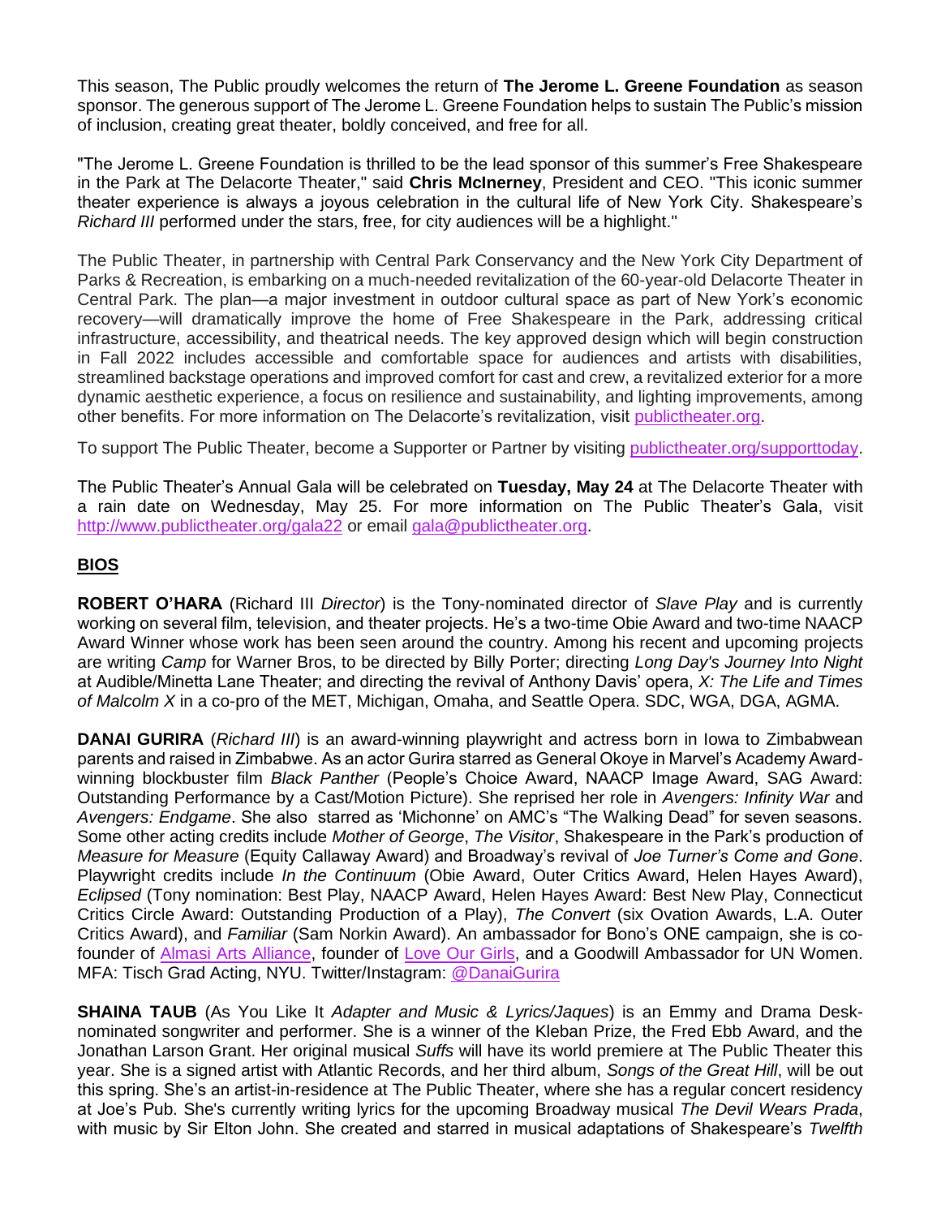This season, The Public proudly welcomes the return of **The Jerome L. Greene Foundation** as season sponsor. The generous support of The Jerome L. Greene Foundation helps to sustain The Public's mission of inclusion, creating great theater, boldly conceived, and free for all.

"The Jerome L. Greene Foundation is thrilled to be the lead sponsor of this summer's Free Shakespeare in the Park at The Delacorte Theater," said **Chris McInerney**, President and CEO. "This iconic summer theater experience is always a joyous celebration in the cultural life of New York City. Shakespeare's *Richard III* performed under the stars, free, for city audiences will be a highlight."

The Public Theater, in partnership with Central Park Conservancy and the New York City Department of Parks & Recreation, is embarking on a much-needed revitalization of the 60-year-old Delacorte Theater in Central Park. The plan—a major investment in outdoor cultural space as part of New York's economic recovery—will dramatically improve the home of Free Shakespeare in the Park, addressing critical infrastructure, accessibility, and theatrical needs. The key approved design which will begin construction in Fall 2022 includes accessible and comfortable space for audiences and artists with disabilities, streamlined backstage operations and improved comfort for cast and crew, a revitalized exterior for a more dynamic aesthetic experience, a focus on resilience and sustainability, and lighting improvements, among other benefits. For more information on The Delacorte's revitalization, visit [publictheater.org](publictheater.org).

To support The Public Theater, become a Supporter or Partner by visiting [publictheater.org/supporttoday](publictheater.org/supporttoday).

The Public Theater's Annual Gala will be celebrated on **Tuesday, May 24** at The Delacorte Theater with a rain date on Wednesday, May 25. For more information on The Public Theater's Gala, visit [http://www.publictheater.org/gala22](http://www.publictheater.org/gala22) or email [gala@publictheater.org](mailto:gala@publictheater.org).

## BIOS

**ROBERT O'HARA** (Richard III *Director*) is the Tony-nominated director of *Slave Play* and is currently working on several film, television, and theater projects. He's a two-time Obie Award and two-time NAACP Award Winner whose work has been seen around the country. Among his recent and upcoming projects are writing *Camp* for Warner Bros, to be directed by Billy Porter; directing *Long Day's Journey Into Night* at Audible/Minetta Lane Theater; and directing the revival of Anthony Davis' opera, *X: The Life and Times of Malcolm X* in a co-pro of the MET, Michigan, Omaha, and Seattle Opera. SDC, WGA, DGA, AGMA.

**DANAI GURIRA** (*Richard III*) is an award-winning playwright and actress born in Iowa to Zimbabwean parents and raised in Zimbabwe. As an actor Gurira starred as General Okoye in Marvel's Academy Award-winning blockbuster film *Black Panther* (People's Choice Award, NAACP Image Award, SAG Award: Outstanding Performance by a Cast/Motion Picture). She reprised her role in *Avengers: Infinity War* and *Avengers: Endgame*. She also starred as 'Michonne' on AMC's "The Walking Dead" for seven seasons. Some other acting credits include *Mother of George*, *The Visitor*, Shakespeare in the Park's production of *Measure for Measure* (Equity Callaway Award) and Broadway's revival of *Joe Turner's Come and Gone*. Playwright credits include *In the Continuum* (Obie Award, Outer Critics Award, Helen Hayes Award), *Eclipsed* (Tony nomination: Best Play, NAACP Award, Helen Hayes Award: Best New Play, Connecticut Critics Circle Award: Outstanding Production of a Play), *The Convert* (six Ovation Awards, L.A. Outer Critics Award), and *Familiar* (Sam Norkin Award). An ambassador for Bono's ONE campaign, she is co-founder of [Almasi Arts Alliance](Almasi Arts Alliance), founder of [Love Our Girls](Love Our Girls), and a Goodwill Ambassador for UN Women. MFA: Tisch Grad Acting, NYU. Twitter/Instagram: [@DanaiGurira](@DanaiGurira)

**SHAINA TAUB** (As You Like It *Adapter and Music & Lyrics/Jaques*) is an Emmy and Drama Desk-nominated songwriter and performer. She is a winner of the Kleban Prize, the Fred Ebb Award, and the Jonathan Larson Grant. Her original musical *Suffs* will have its world premiere at The Public Theater this year. She is a signed artist with Atlantic Records, and her third album, *Songs of the Great Hill*, will be out this spring. She's an artist-in-residence at The Public Theater, where she has a regular concert residency at Joe's Pub. She's currently writing lyrics for the upcoming Broadway musical *The Devil Wears Prada*, with music by Sir Elton John. She created and starred in musical adaptations of Shakespeare's *Twelfth*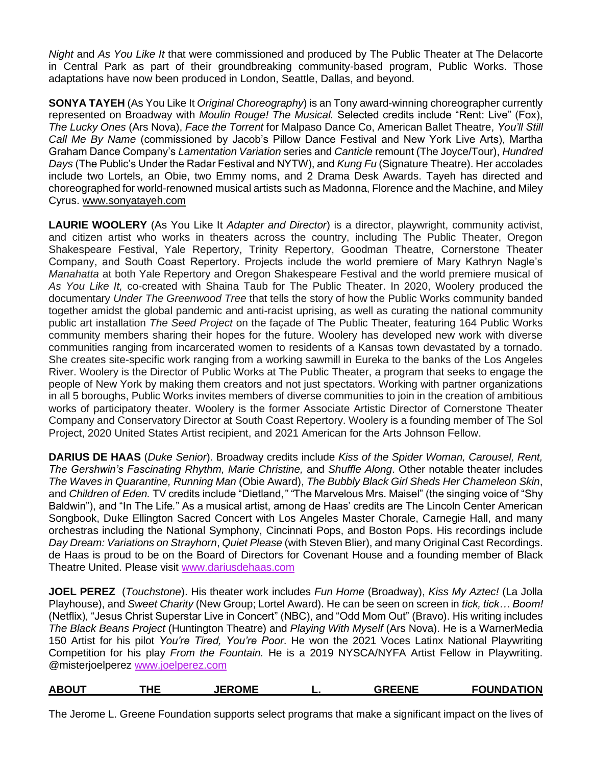*Night* and *As You Like It* that were commissioned and produced by The Public Theater at The Delacorte in Central Park as part of their groundbreaking community-based program, Public Works. Those adaptations have now been produced in London, Seattle, Dallas, and beyond.

**SONYA TAYEH** (As You Like It *Original Choreography*) is an Tony award-winning choreographer currently represented on Broadway with *Moulin Rouge! The Musical.* Selected credits include "Rent: Live" (Fox), *The Lucky Ones* (Ars Nova), *Face the Torrent* for Malpaso Dance Co, American Ballet Theatre, *You'll Still Call Me By Name* (commissioned by Jacob's Pillow Dance Festival and New York Live Arts), Martha Graham Dance Company's *Lamentation Variation* series and *Canticle* remount (The Joyce/Tour), *Hundred Days* (The Public's Under the Radar Festival and NYTW), and *Kung Fu* (Signature Theatre). Her accolades include two Lortels, an Obie, two Emmy noms, and 2 Drama Desk Awards. Tayeh has directed and choreographed for world-renowned musical artists such as Madonna, Florence and the Machine, and Miley Cyrus. www.sonyatayeh.com

**LAURIE WOOLERY** (As You Like It *Adapter and Director*) is a director, playwright, community activist, and citizen artist who works in theaters across the country, including The Public Theater, Oregon Shakespeare Festival, Yale Repertory, Trinity Repertory, Goodman Theatre, Cornerstone Theater Company, and South Coast Repertory. Projects include the world premiere of Mary Kathryn Nagle's *Manahatta* at both Yale Repertory and Oregon Shakespeare Festival and the world premiere musical of *As You Like It,* co-created with Shaina Taub for The Public Theater. In 2020, Woolery produced the documentary *Under The Greenwood Tree* that tells the story of how the Public Works community banded together amidst the global pandemic and anti-racist uprising, as well as curating the national community public art installation *The Seed Project* on the façade of The Public Theater, featuring 164 Public Works community members sharing their hopes for the future. Woolery has developed new work with diverse communities ranging from incarcerated women to residents of a Kansas town devastated by a tornado. She creates site-specific work ranging from a working sawmill in Eureka to the banks of the Los Angeles River. Woolery is the Director of Public Works at The Public Theater, a program that seeks to engage the people of New York by making them creators and not just spectators. Working with partner organizations in all 5 boroughs, Public Works invites members of diverse communities to join in the creation of ambitious works of participatory theater. Woolery is the former Associate Artistic Director of Cornerstone Theater Company and Conservatory Director at South Coast Repertory. Woolery is a founding member of The Sol Project, 2020 United States Artist recipient, and 2021 American for the Arts Johnson Fellow.

**DARIUS DE HAAS** (*Duke Senior*). Broadway credits include *Kiss of the Spider Woman, Carousel, Rent, The Gershwin's Fascinating Rhythm, Marie Christine,* and *Shuffle Along*. Other notable theater includes *The Waves in Quarantine, Running Man* (Obie Award), *The Bubbly Black Girl Sheds Her Chameleon Skin*, and *Children of Eden.* TV credits include "Dietland," "The Marvelous Mrs. Maisel" (the singing voice of "Shy Baldwin"), and "In The Life." As a musical artist, among de Haas' credits are The Lincoln Center American Songbook, Duke Ellington Sacred Concert with Los Angeles Master Chorale, Carnegie Hall, and many orchestras including the National Symphony, Cincinnati Pops, and Boston Pops. His recordings include *Day Dream: Variations on Strayhorn*, *Quiet Please* (with Steven Blier), and many Original Cast Recordings. de Haas is proud to be on the Board of Directors for Covenant House and a founding member of Black Theatre United. Please visit www.dariusdehaas.com

**JOEL PEREZ** (*Touchstone*). His theater work includes *Fun Home* (Broadway), *Kiss My Aztec!* (La Jolla Playhouse), and *Sweet Charity* (New Group; Lortel Award). He can be seen on screen in *tick, tick… Boom!* (Netflix), "Jesus Christ Superstar Live in Concert" (NBC), and "Odd Mom Out" (Bravo). His writing includes *The Black Beans Project* (Huntington Theatre) and *Playing With Myself* (Ars Nova). He is a WarnerMedia 150 Artist for his pilot *You're Tired, You're Poor*. He won the 2021 Voces Latinx National Playwriting Competition for his play *From the Fountain.* He is a 2019 NYSCA/NYFA Artist Fellow in Playwriting. @misterjoelperez www.joelperez.com

## **ABOUT THE JEROME L. GREENE FOUNDATION**

The Jerome L. Greene Foundation supports select programs that make a significant impact on the lives of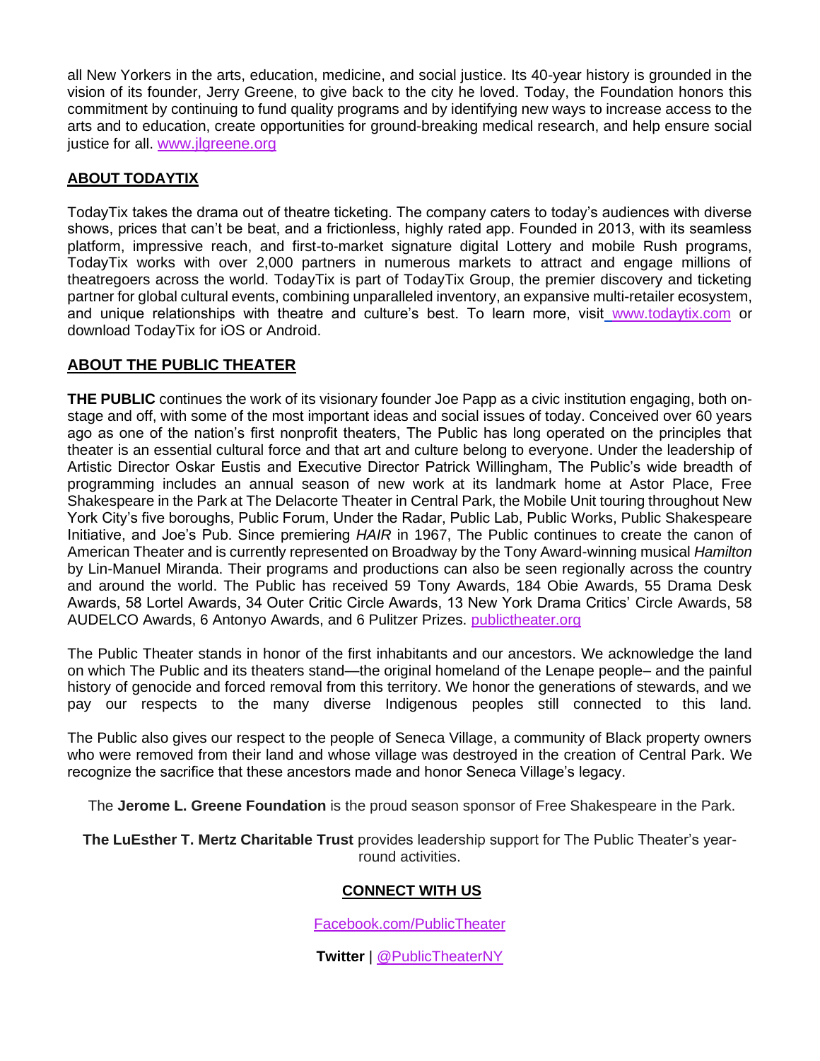all New Yorkers in the arts, education, medicine, and social justice. Its 40-year history is grounded in the vision of its founder, Jerry Greene, to give back to the city he loved. Today, the Foundation honors this commitment by continuing to fund quality programs and by identifying new ways to increase access to the arts and to education, create opportunities for ground-breaking medical research, and help ensure social justice for all. [www.jlgreene.org](http://www.jlgreene.org)

## ABOUT TODAYTIX

TodayTix takes the drama out of theatre ticketing. The company caters to today's audiences with diverse shows, prices that can't be beat, and a frictionless, highly rated app. Founded in 2013, with its seamless platform, impressive reach, and first-to-market signature digital Lottery and mobile Rush programs, TodayTix works with over 2,000 partners in numerous markets to attract and engage millions of theatregoers across the world. TodayTix is part of TodayTix Group, the premier discovery and ticketing partner for global cultural events, combining unparalleled inventory, an expansive multi-retailer ecosystem, and unique relationships with theatre and culture's best. To learn more, visit [www.todaytix.com](http://www.todaytix.com) or download TodayTix for iOS or Android.

## ABOUT THE PUBLIC THEATER

**THE PUBLIC** continues the work of its visionary founder Joe Papp as a civic institution engaging, both on-stage and off, with some of the most important ideas and social issues of today. Conceived over 60 years ago as one of the nation's first nonprofit theaters, The Public has long operated on the principles that theater is an essential cultural force and that art and culture belong to everyone. Under the leadership of Artistic Director Oskar Eustis and Executive Director Patrick Willingham, The Public's wide breadth of programming includes an annual season of new work at its landmark home at Astor Place, Free Shakespeare in the Park at The Delacorte Theater in Central Park, the Mobile Unit touring throughout New York City's five boroughs, Public Forum, Under the Radar, Public Lab, Public Works, Public Shakespeare Initiative, and Joe's Pub. Since premiering *HAIR* in 1967, The Public continues to create the canon of American Theater and is currently represented on Broadway by the Tony Award-winning musical *Hamilton* by Lin-Manuel Miranda. Their programs and productions can also be seen regionally across the country and around the world. The Public has received 59 Tony Awards, 184 Obie Awards, 55 Drama Desk Awards, 58 Lortel Awards, 34 Outer Critic Circle Awards, 13 New York Drama Critics' Circle Awards, 58 AUDELCO Awards, 6 Antonyo Awards, and 6 Pulitzer Prizes. [publictheater.org](http://publictheater.org)

The Public Theater stands in honor of the first inhabitants and our ancestors. We acknowledge the land on which The Public and its theaters stand—the original homeland of the Lenape people– and the painful history of genocide and forced removal from this territory. We honor the generations of stewards, and we pay our respects to the many diverse Indigenous peoples still connected to this land.

The Public also gives our respect to the people of Seneca Village, a community of Black property owners who were removed from their land and whose village was destroyed in the creation of Central Park. We recognize the sacrifice that these ancestors made and honor Seneca Village's legacy.

The **Jerome L. Greene Foundation** is the proud season sponsor of Free Shakespeare in the Park.

**The LuEsther T. Mertz Charitable Trust** provides leadership support for The Public Theater's year-round activities.

## CONNECT WITH US

[Facebook.com/PublicTheater](http://Facebook.com/PublicTheater)

**Twitter** | [@PublicTheaterNY](https://twitter.com/PublicTheaterNY)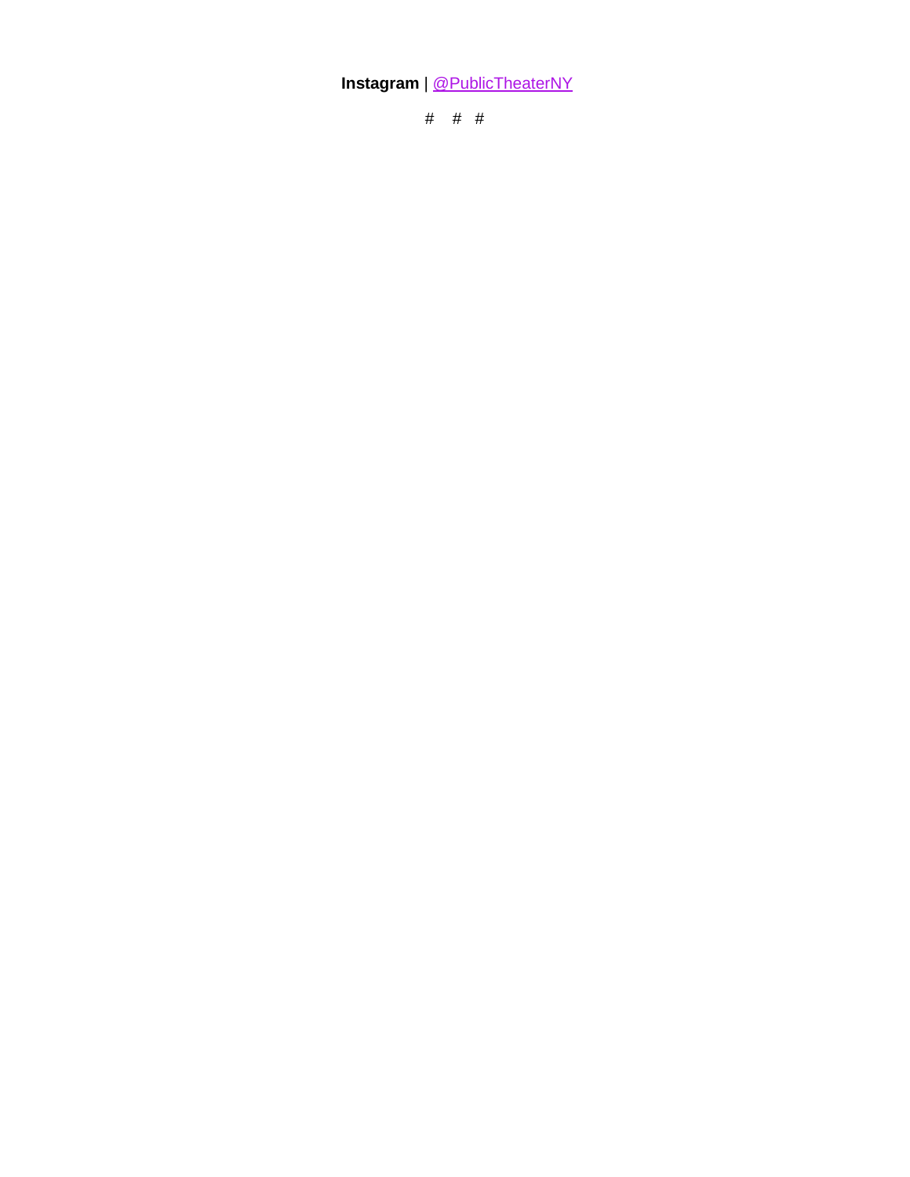**Instagram** | @PublicTheaterNY

# # #